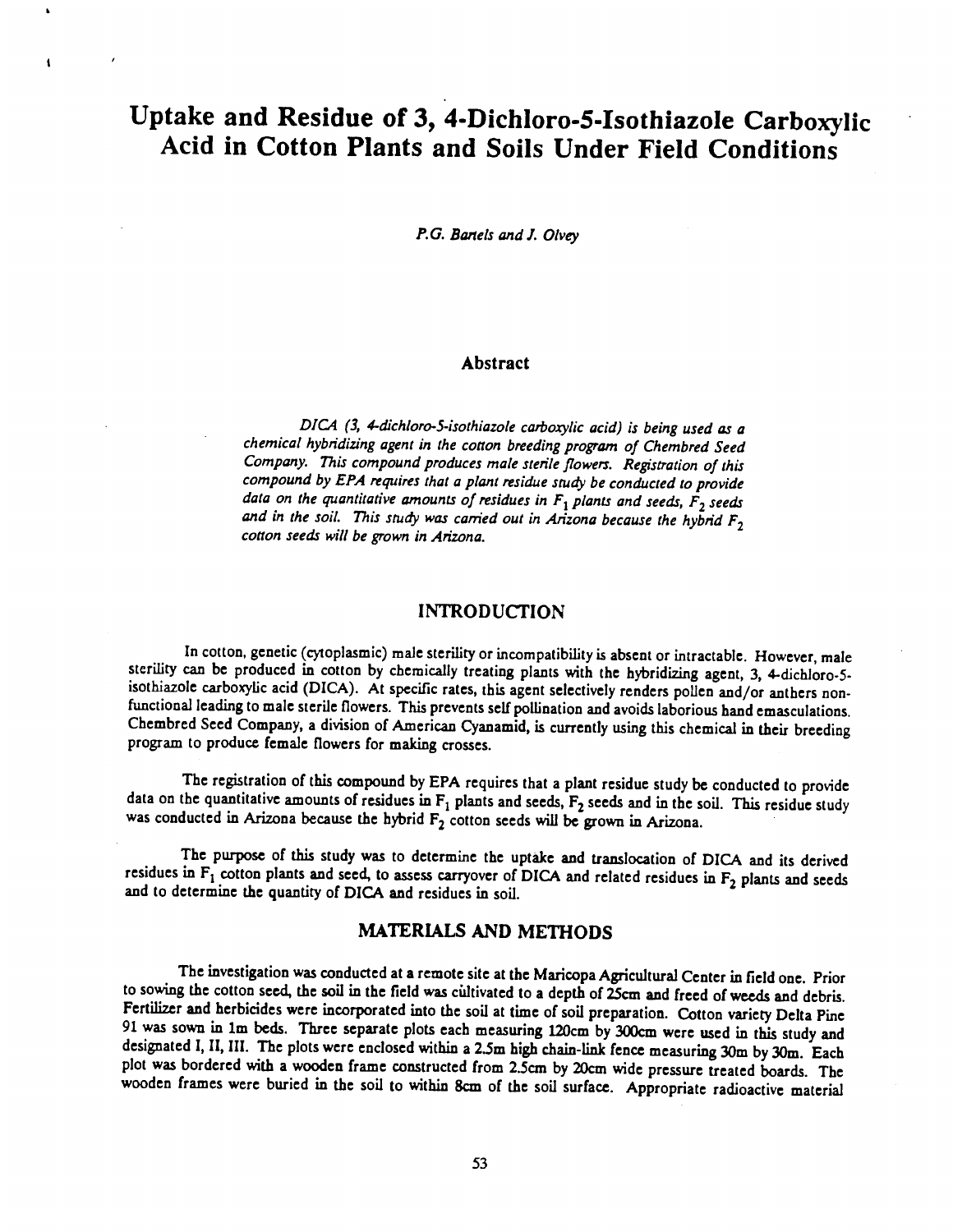# Uptake and Residue of 3, 4-Dichloro-5-Isothiazole Carboxylic Acid in Cotton Plants and Soils Under Field Conditions

*P.G. Bartels and J. Olvey*

## Abstract

*DICA (3, 4-dichloro-5-isothiazole carboxylic acid) is being used as a chemical hybridizing agent in the cotton breeding program of Chembred Seed Company. This compound produces male sterile flowers. Registration of this compound by EPA requires that a plant residue study be conducted to provide data on the quantitative amounts of residues in $F_1$ plants and seeds, $F_2$ seeds and in the soil. This study was carried out in Arizona because the hybrid $F_2$ cotton seeds will be grown in Arizona.*

## INTRODUCTION

In cotton, genetic (cytoplasmic) male sterility or incompatibility is absent or intractable. However, male sterility can be produced in cotton by chemically treating plants with the hybridizing agent, 3, 4-dichloro-5-isothiazole carboxylic acid (DICA). At specific rates, this agent selectively renders pollen and/or anthers non-functional leading to male sterile flowers. This prevents self pollination and avoids laborious hand emasculations. Chembred Seed Company, a division of American Cyanamid, is currently using this chemical in their breeding program to produce female flowers for making crosses.

The registration of this compound by EPA requires that a plant residue study be conducted to provide data on the quantitative amounts of residues in $F_1$ plants and seeds, $F_2$ seeds and in the soil. This residue study was conducted in Arizona because the hybrid $F_2$ cotton seeds will be grown in Arizona.

The purpose of this study was to determine the uptake and translocation of DICA and its derived residues in $F_1$ cotton plants and seed, to assess carryover of DICA and related residues in $F_2$ plants and seeds and to determine the quantity of DICA and residues in soil.

## MATERIALS AND METHODS

The investigation was conducted at a remote site at the Maricopa Agricultural Center in field one. Prior to sowing the cotton seed, the soil in the field was cultivated to a depth of 25cm and freed of weeds and debris. Fertilizer and herbicides were incorporated into the soil at time of soil preparation. Cotton variety Delta Pine 91 was sown in 1m beds. Three separate plots each measuring 120cm by 300cm were used in this study and designated I, II, III. The plots were enclosed within a 2.5m high chain-link fence measuring 30m by 30m. Each plot was bordered with a wooden frame constructed from 2.5cm by 20cm wide pressure treated boards. The wooden frames were buried in the soil to within 8cm of the soil surface. Appropriate radioactive material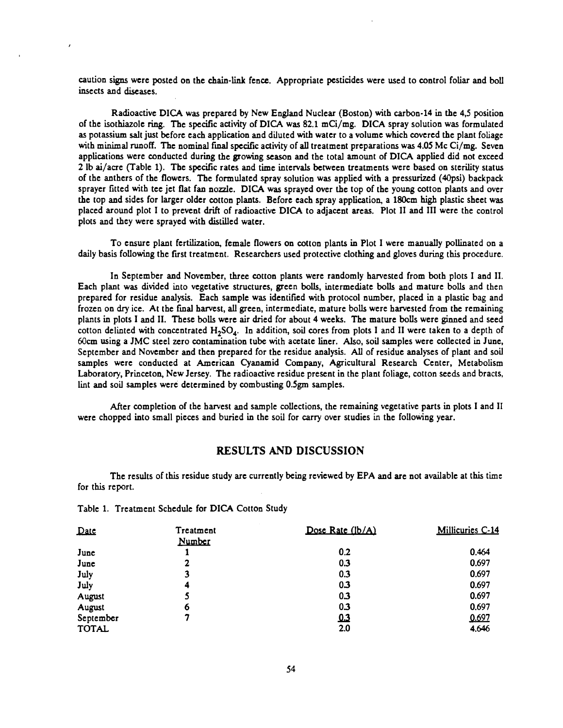caution signs were posted on the chain-link fence. Appropriate pesticides were used to control foliar and boll insects and diseases.

Radioactive DICA was prepared by New England Nuclear (Boston) with carbon-14 in the 4,5 position of the isothiazole ring. The specific activity of DICA was 82.1 mCi/mg. DICA spray solution was formulated as potassium salt just before each application and diluted with water to a volume which covered the plant foliage with minimal runoff. The nominal final specific activity of all treatment preparations was 4.05 Mc Ci/mg. Seven applications were conducted during the growing season and the total amount of DICA applied did not exceed 2 lb ai/acre (Table 1). The specific rates and time intervals between treatments were based on sterility status of the anthers of the flowers. The formulated spray solution was applied with a pressurized (40psi) backpack sprayer fitted with tee jet flat fan nozzle. DICA was sprayed over the top of the young cotton plants and over the top and sides for larger older cotton plants. Before each spray application, a 180cm high plastic sheet was placed around plot I to prevent drift of radioactive DICA to adjacent areas. Plot II and III were the control plots and they were sprayed with distilled water.

To ensure plant fertilization, female flowers on cotton plants in Plot I were manually pollinated on a daily basis following the first treatment. Researchers used protective clothing and gloves during this procedure.

In September and November, three cotton plants were randomly harvested from both plots I and II. Each plant was divided into vegetative structures, green bolls, intermediate bolls and mature bolls and then prepared for residue analysis. Each sample was identified with protocol number, placed in a plastic bag and frozen on dry ice. At the final harvest, all green, intermediate, mature bolls were harvested from the remaining plants in plots I and II. These bolls were air dried for about 4 weeks. The mature bolls were ginned and seed cotton delinted with concentrated $H_2SO_4$. In addition, soil cores from plots I and II were taken to a depth of 60cm using a JMC steel zero contamination tube with acetate liner. Also, soil samples were collected in June, September and November and then prepared for the residue analysis. All of residue analyses of plant and soil samples were conducted at American Cyanamid Company, Agricultural Research Center, Metabolism Laboratory, Princeton, New Jersey. The radioactive residue present in the plant foliage, cotton seeds and bracts, lint and soil samples were determined by combusting 0.5gm samples.

After completion of the harvest and sample collections, the remaining vegetative parts in plots I and II were chopped into small pieces and buried in the soil for carry over studies in the following year.

## RESULTS AND DISCUSSION

The results of this residue study are currently being reviewed by EPA and are not available at this time for this report.

Table 1. Treatment Schedule for DICA Cotton Study

| Date | Treatment Number | Dose Rate (lb/A) | Millicuries C-14 |
|---|---|---|---|
| June | 1 | 0.2 | 0.464 |
| June | 2 | 0.3 | 0.697 |
| July | 3 | 0.3 | 0.697 |
| July | 4 | 0.3 | 0.697 |
| August | 5 | 0.3 | 0.697 |
| August | 6 | 0.3 | 0.697 |
| September | 7 | 0.3 | 0.697 |
| TOTAL | | 2.0 | 4.646 |